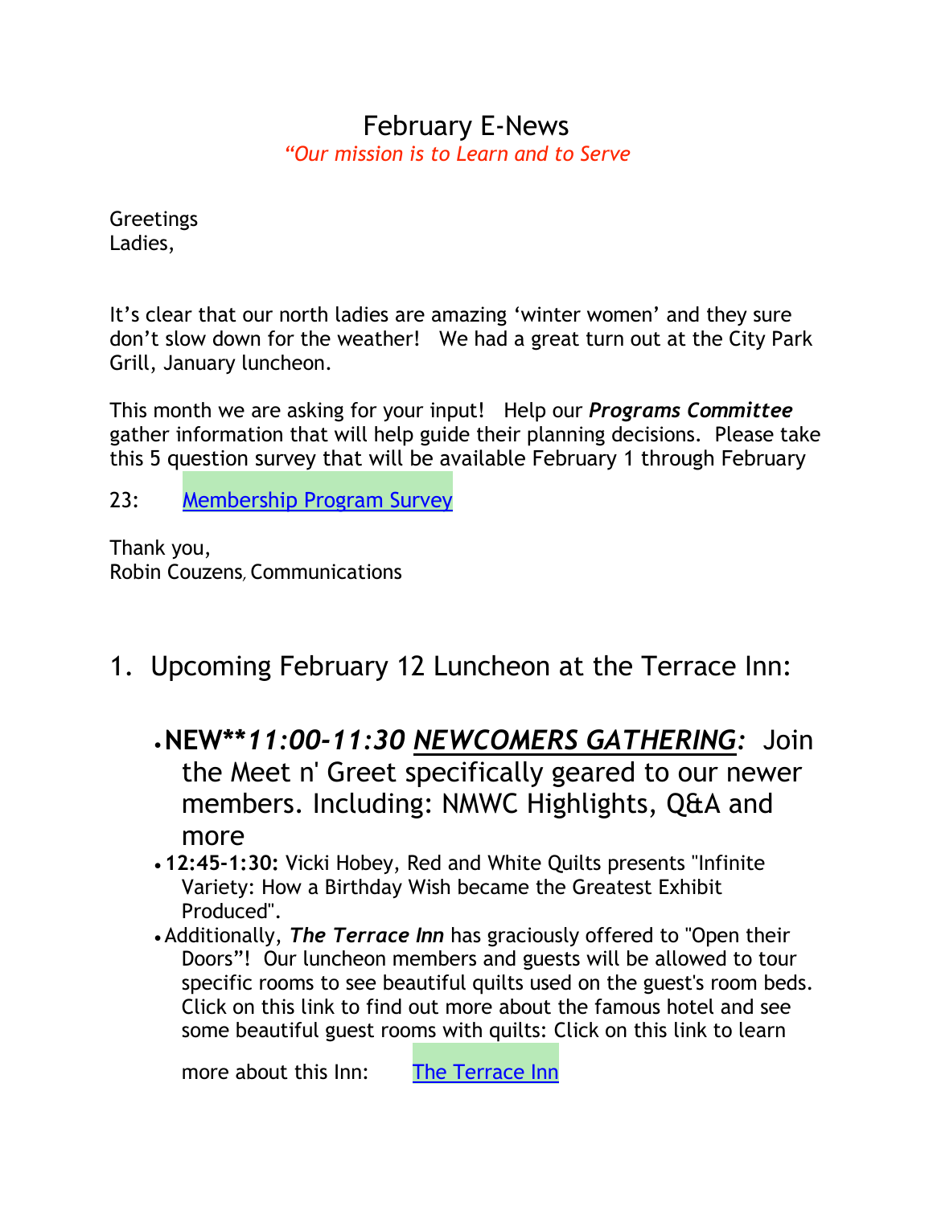# February E-News

*"Our mission is to Learn and to Serve*

Greetings Ladies,

It's clear that our north ladies are amazing 'winter women' and they sure don't slow down for the weather! We had a great turn out at the City Park Grill, January luncheon.

This month we are asking for your input! Help our ***Programs Committee*** gather information that will help guide their planning decisions. Please take this 5 question survey that will be available February 1 through February 23: [Membership Program Survey]()

Thank you,
Robin Couzens, Communications

## 1. Upcoming February 12 Luncheon at the Terrace Inn:

- **NEW*****11:00-11:30*** ***NEWCOMERS GATHERING:*** Join the Meet n' Greet specifically geared to our newer members. Including: NMWC Highlights, Q&A and more
- **12:45-1:30:** Vicki Hobey, Red and White Quilts presents "Infinite Variety: How a Birthday Wish became the Greatest Exhibit Produced".
- Additionally, ***The Terrace Inn*** has graciously offered to "Open their Doors"! Our luncheon members and guests will be allowed to tour specific rooms to see beautiful quilts used on the guest's room beds. Click on this link to find out more about the famous hotel and see some beautiful guest rooms with quilts: Click on this link to learn more about this Inn: [The Terrace Inn]()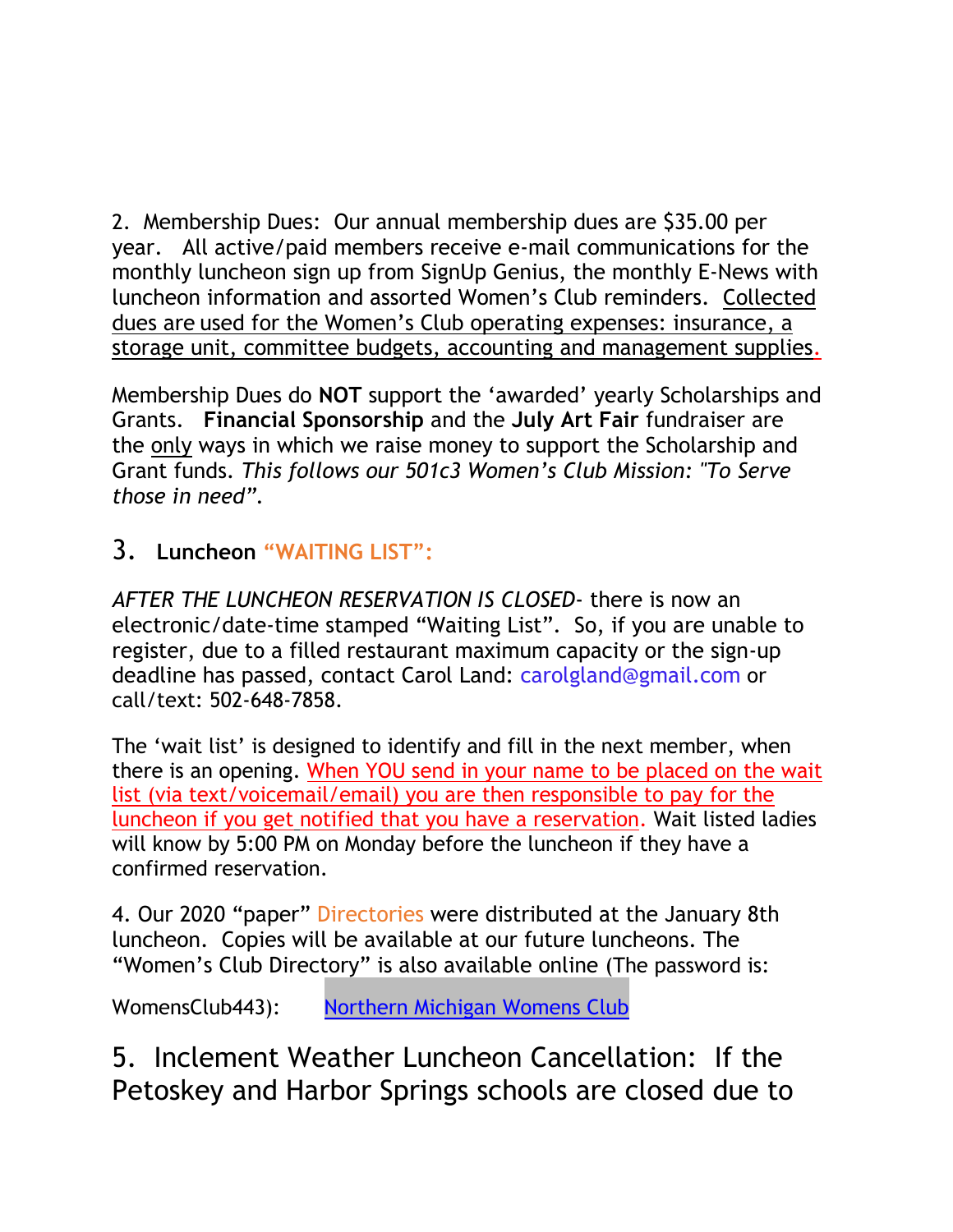2. Membership Dues: Our annual membership dues are $35.00 per year. All active/paid members receive e-mail communications for the monthly luncheon sign up from SignUp Genius, the monthly E-News with luncheon information and assorted Women's Club reminders. Collected dues are used for the Women's Club operating expenses: insurance, a storage unit, committee budgets, accounting and management supplies.

Membership Dues do **NOT** support the 'awarded' yearly Scholarships and Grants. **Financial Sponsorship** and the **July Art Fair** fundraiser are the only ways in which we raise money to support the Scholarship and Grant funds. *This follows our 501c3 Women's Club Mission: "To Serve those in need".*

### 3. **Luncheon "WAITING LIST":**

*AFTER THE LUNCHEON RESERVATION IS CLOSED*- there is now an electronic/date-time stamped "Waiting List". So, if you are unable to register, due to a filled restaurant maximum capacity or the sign-up deadline has passed, contact Carol Land: carolgland@gmail.com or call/text: 502-648-7858.

The 'wait list' is designed to identify and fill in the next member, when there is an opening. When YOU send in your name to be placed on the wait list (via text/voicemail/email) you are then responsible to pay for the luncheon if you get notified that you have a reservation. Wait listed ladies will know by 5:00 PM on Monday before the luncheon if they have a confirmed reservation.

4. Our 2020 "paper" Directories were distributed at the January 8th luncheon. Copies will be available at our future luncheons. The "Women's Club Directory" is also available online (The password is: WomensClub443): Northern Michigan Womens Club

5. Inclement Weather Luncheon Cancellation: If the Petoskey and Harbor Springs schools are closed due to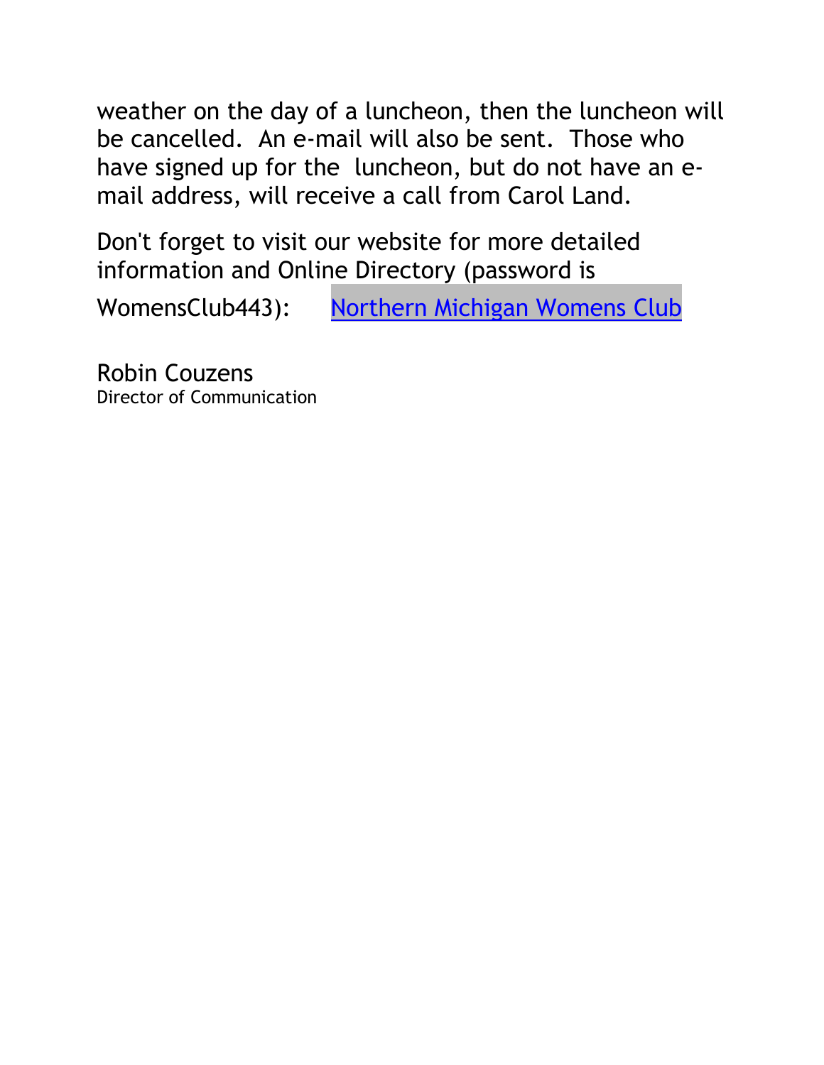weather on the day of a luncheon, then the luncheon will be cancelled. An e-mail will also be sent. Those who have signed up for the luncheon, but do not have an e-mail address, will receive a call from Carol Land.

Don't forget to visit our website for more detailed information and Online Directory (password is WomensClub443): Northern Michigan Womens Club

Robin Couzens
Director of Communication